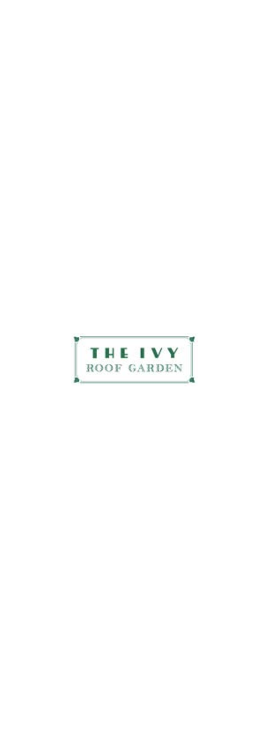# THE IVY

ROOF GARDEN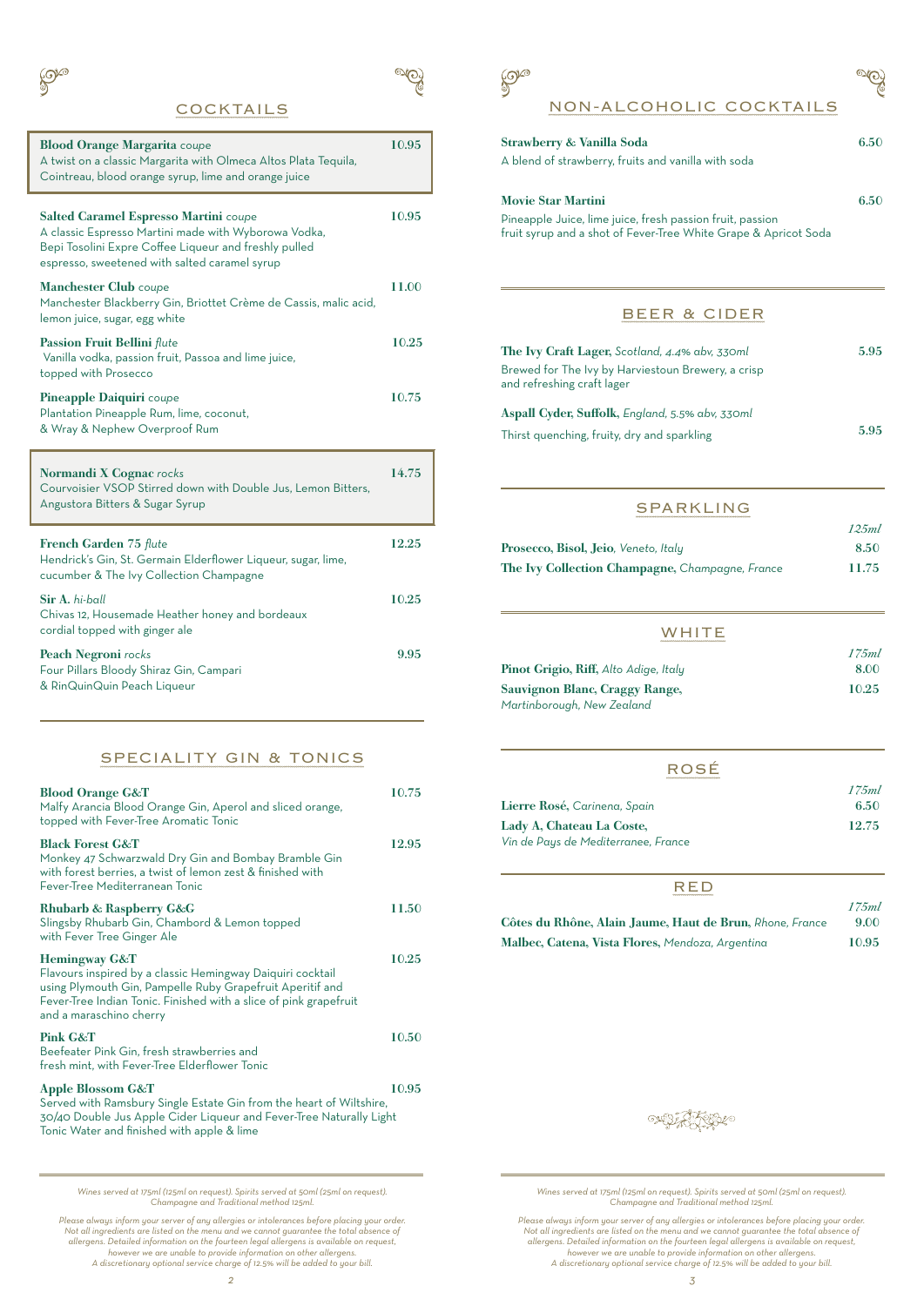## COCKTAILS

**Blood Orange Margarita** *coupe* — 10.95
A twist on a classic Margarita with Olmeca Altos Plata Tequila, Cointreau, blood orange syrup, lime and orange juice

**Salted Caramel Espresso Martini** *coupe* — 10.95
A classic Espresso Martini made with Wyborowa Vodka, Bepi Tosolini Expre Coffee Liqueur and freshly pulled espresso, sweetened with salted caramel syrup

**Manchester Club** *coupe* — 11.00
Manchester Blackberry Gin, Briottet Crème de Cassis, malic acid, lemon juice, sugar, egg white

**Passion Fruit Bellini** *flute* — 10.25
Vanilla vodka, passion fruit, Passoa and lime juice, topped with Prosecco

**Pineapple Daiquiri** *coupe* — 10.75
Plantation Pineapple Rum, lime, coconut, & Wray & Nephew Overproof Rum

**Normandi X Cognac** *rocks* — 14.75
Courvoisier VSOP Stirred down with Double Jus, Lemon Bitters, Angustora Bitters & Sugar Syrup

**French Garden 75** *flute* — 12.25
Hendrick's Gin, St. Germain Elderflower Liqueur, sugar, lime, cucumber & The Ivy Collection Champagne

**Sir A.** *hi-ball* — 10.25
Chivas 12, Housemade Heather honey and bordeaux cordial topped with ginger ale

**Peach Negroni** *rocks* — 9.95
Four Pillars Bloody Shiraz Gin, Campari & RinQuinQuin Peach Liqueur

## SPECIALITY GIN & TONICS

**Blood Orange G&T** — 10.75
Malfy Arancia Blood Orange Gin, Aperol and sliced orange, topped with Fever-Tree Aromatic Tonic

**Black Forest G&T** — 12.95
Monkey 47 Schwarzwald Dry Gin and Bombay Bramble Gin with forest berries, a twist of lemon zest & finished with Fever-Tree Mediterranean Tonic

**Rhubarb & Raspberry G&G** — 11.50
Slingsby Rhubarb Gin, Chambord & Lemon topped with Fever Tree Ginger Ale

**Hemingway G&T** — 10.25
Flavours inspired by a classic Hemingway Daiquiri cocktail using Plymouth Gin, Pampelle Ruby Grapefruit Aperitif and Fever-Tree Indian Tonic. Finished with a slice of pink grapefruit and a maraschino cherry

**Pink G&T** — 10.50
Beefeater Pink Gin, fresh strawberries and fresh mint, with Fever-Tree Elderflower Tonic

**Apple Blossom G&T** — 10.95
Served with Ramsbury Single Estate Gin from the heart of Wiltshire, 30/40 Double Jus Apple Cider Liqueur and Fever-Tree Naturally Light Tonic Water and finished with apple & lime

*Wines served at 175ml (125ml on request). Spirits served at 50ml (25ml on request). Champagne and Traditional method 125ml.*

*Please always inform your server of any allergies or intolerances before placing your order. Not all ingredients are listed on the menu and we cannot guarantee the total absence of allergens. Detailed information on the fourteen legal allergens is available on request, however we are unable to provide information on other allergens. A discretionary optional service charge of 12.5% will be added to your bill.*

## NON-ALCOHOLIC COCKTAILS

**Strawberry & Vanilla Soda** — 6.50
A blend of strawberry, fruits and vanilla with soda

**Movie Star Martini** — 6.50
Pineapple Juice, lime juice, fresh passion fruit, passion fruit syrup and a shot of Fever-Tree White Grape & Apricot Soda

## BEER & CIDER

**The Ivy Craft Lager,** *Scotland, 4.4% abv, 330ml* — 5.95
Brewed for The Ivy by Harviestoun Brewery, a crisp and refreshing craft lager

**Aspall Cyder, Suffolk,** *England, 5.5% abv, 330ml* — 5.95
Thirst quenching, fruity, dry and sparkling

## SPARKLING

| | *125ml* |
|---|---|
| **Prosecco, Bisol, Jeio,** *Veneto, Italy* | 8.50 |
| **The Ivy Collection Champagne,** *Champagne, France* | 11.75 |

## WHITE

| | *175ml* |
|---|---|
| **Pinot Grigio, Riff,** *Alto Adige, Italy* | 8.00 |
| **Sauvignon Blanc, Craggy Range,** *Martinborough, New Zealand* | 10.25 |

## ROSÉ

| | *175ml* |
|---|---|
| **Lierre Rosé,** *Carinena, Spain* | 6.50 |
| **Lady A, Chateau La Coste,** *Vin de Pays de Mediterranee, France* | 12.75 |

## RED

| | *175ml* |
|---|---|
| **Côtes du Rhône, Alain Jaume, Haut de Brun,** *Rhone, France* | 9.00 |
| **Malbec, Catena, Vista Flores,** *Mendoza, Argentina* | 10.95 |

*Wines served at 175ml (125ml on request). Spirits served at 50ml (25ml on request). Champagne and Traditional method 125ml.*

*Please always inform your server of any allergies or intolerances before placing your order. Not all ingredients are listed on the menu and we cannot guarantee the total absence of allergens. Detailed information on the fourteen legal allergens is available on request, however we are unable to provide information on other allergens. A discretionary optional service charge of 12.5% will be added to your bill.*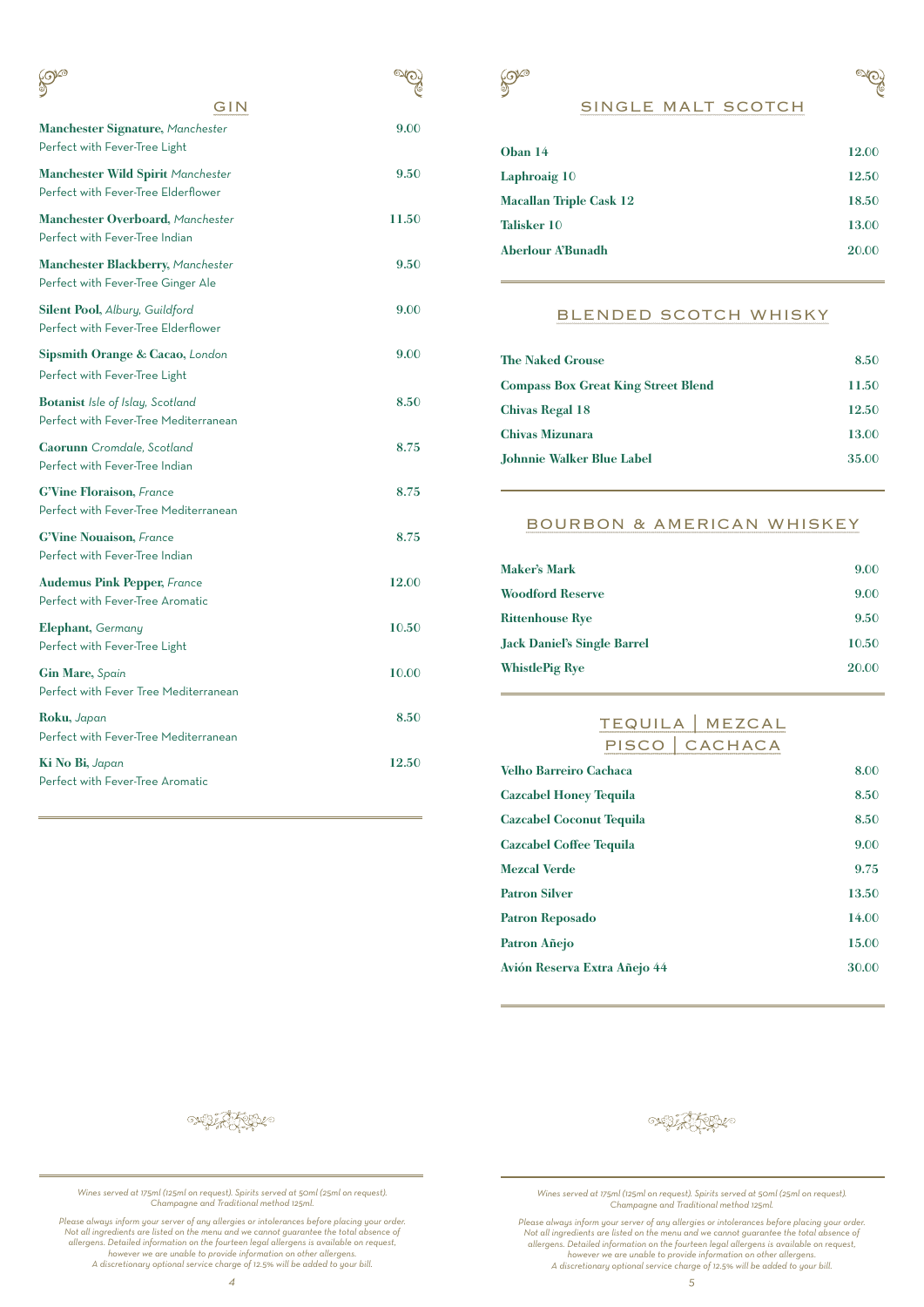## GIN

| | |
|---|---|
| **Manchester Signature**, *Manchester* Perfect with Fever-Tree Light | 9.00 |
| **Manchester Wild Spirit** *Manchester* Perfect with Fever-Tree Elderflower | 9.50 |
| **Manchester Overboard**, *Manchester* Perfect with Fever-Tree Indian | 11.50 |
| **Manchester Blackberry**, *Manchester* Perfect with Fever-Tree Ginger Ale | 9.50 |
| **Silent Pool**, *Albury, Guildford* Perfect with Fever-Tree Elderflower | 9.00 |
| **Sipsmith Orange & Cacao**, *London* Perfect with Fever-Tree Light | 9.00 |
| **Botanist** *Isle of Islay, Scotland* Perfect with Fever-Tree Mediterranean | 8.50 |
| **Caorunn** *Cromdale, Scotland* Perfect with Fever-Tree Indian | 8.75 |
| **G'Vine Floraison**, *France* Perfect with Fever-Tree Mediterranean | 8.75 |
| **G'Vine Nouaison**, *France* Perfect with Fever-Tree Indian | 8.75 |
| **Audemus Pink Pepper**, *France* Perfect with Fever-Tree Aromatic | 12.00 |
| **Elephant**, *Germany* Perfect with Fever-Tree Light | 10.50 |
| **Gin Mare**, *Spain* Perfect with Fever Tree Mediterranean | 10.00 |
| **Roku**, *Japan* Perfect with Fever-Tree Mediterranean | 8.50 |
| **Ki No Bi**, *Japan* Perfect with Fever-Tree Aromatic | 12.50 |

*Wines served at 175ml (125ml on request). Spirits served at 50ml (25ml on request). Champagne and Traditional method 125ml.*

*Please always inform your server of any allergies or intolerances before placing your order. Not all ingredients are listed on the menu and we cannot guarantee the total absence of allergens. Detailed information on the fourteen legal allergens is available on request, however we are unable to provide information on other allergens. A discretionary optional service charge of 12.5% will be added to your bill.*

## SINGLE MALT SCOTCH

| | |
|---|---|
| **Oban 14** | 12.00 |
| **Laphroaig 10** | 12.50 |
| **Macallan Triple Cask 12** | 18.50 |
| **Talisker 10** | 13.00 |
| **Aberlour A'Bunadh** | 20.00 |

## BLENDED SCOTCH WHISKY

| | |
|---|---|
| **The Naked Grouse** | 8.50 |
| **Compass Box Great King Street Blend** | 11.50 |
| **Chivas Regal 18** | 12.50 |
| **Chivas Mizunara** | 13.00 |
| **Johnnie Walker Blue Label** | 35.00 |

## BOURBON & AMERICAN WHISKEY

| | |
|---|---|
| **Maker's Mark** | 9.00 |
| **Woodford Reserve** | 9.00 |
| **Rittenhouse Rye** | 9.50 |
| **Jack Daniel's Single Barrel** | 10.50 |
| **WhistlePig Rye** | 20.00 |

## TEQUILA | MEZCAL PISCO | CACHACA

| | |
|---|---|
| **Velho Barreiro Cachaca** | 8.00 |
| **Cazcabel Honey Tequila** | 8.50 |
| **Cazcabel Coconut Tequila** | 8.50 |
| **Cazcabel Coffee Tequila** | 9.00 |
| **Mezcal Verde** | 9.75 |
| **Patron Silver** | 13.50 |
| **Patron Reposado** | 14.00 |
| **Patron Añejo** | 15.00 |
| **Avión Reserva Extra Añejo 44** | 30.00 |

*Wines served at 175ml (125ml on request). Spirits served at 50ml (25ml on request). Champagne and Traditional method 125ml.*

*Please always inform your server of any allergies or intolerances before placing your order. Not all ingredients are listed on the menu and we cannot guarantee the total absence of allergens. Detailed information on the fourteen legal allergens is available on request, however we are unable to provide information on other allergens. A discretionary optional service charge of 12.5% will be added to your bill.*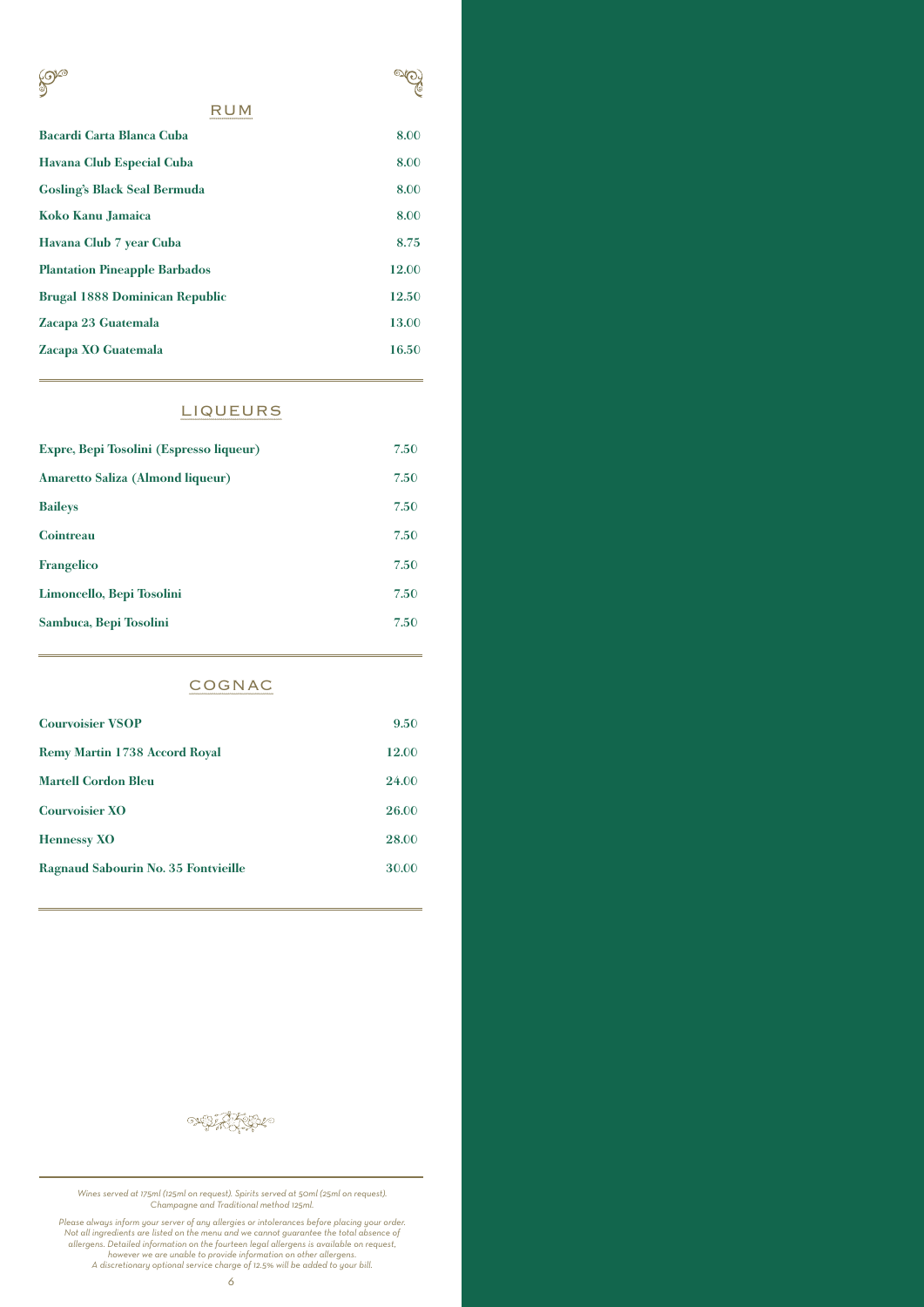## RUM

| | |
|---|---|
| **Bacardi Carta Blanca Cuba** | 8.00 |
| **Havana Club Especial Cuba** | 8.00 |
| **Gosling's Black Seal Bermuda** | 8.00 |
| **Koko Kanu Jamaica** | 8.00 |
| **Havana Club 7 year Cuba** | 8.75 |
| **Plantation Pineapple Barbados** | 12.00 |
| **Brugal 1888 Dominican Republic** | 12.50 |
| **Zacapa 23 Guatemala** | 13.00 |
| **Zacapa XO Guatemala** | 16.50 |

## LIQUEURS

| | |
|---|---|
| **Expre, Bepi Tosolini (Espresso liqueur)** | 7.50 |
| **Amaretto Saliza (Almond liqueur)** | 7.50 |
| **Baileys** | 7.50 |
| **Cointreau** | 7.50 |
| **Frangelico** | 7.50 |
| **Limoncello, Bepi Tosolini** | 7.50 |
| **Sambuca, Bepi Tosolini** | 7.50 |

## COGNAC

| | |
|---|---|
| **Courvoisier VSOP** | 9.50 |
| **Remy Martin 1738 Accord Royal** | 12.00 |
| **Martell Cordon Bleu** | 24.00 |
| **Courvoisier XO** | 26.00 |
| **Hennessy XO** | 28.00 |
| **Ragnaud Sabourin No. 35 Fontvieille** | 30.00 |

*Wines served at 175ml (125ml on request). Spirits served at 50ml (25ml on request). Champagne and Traditional method 125ml.*

*Please always inform your server of any allergies or intolerances before placing your order. Not all ingredients are listed on the menu and we cannot guarantee the total absence of allergens. Detailed information on the fourteen legal allergens is available on request, however we are unable to provide information on other allergens. A discretionary optional service charge of 12.5% will be added to your bill.*